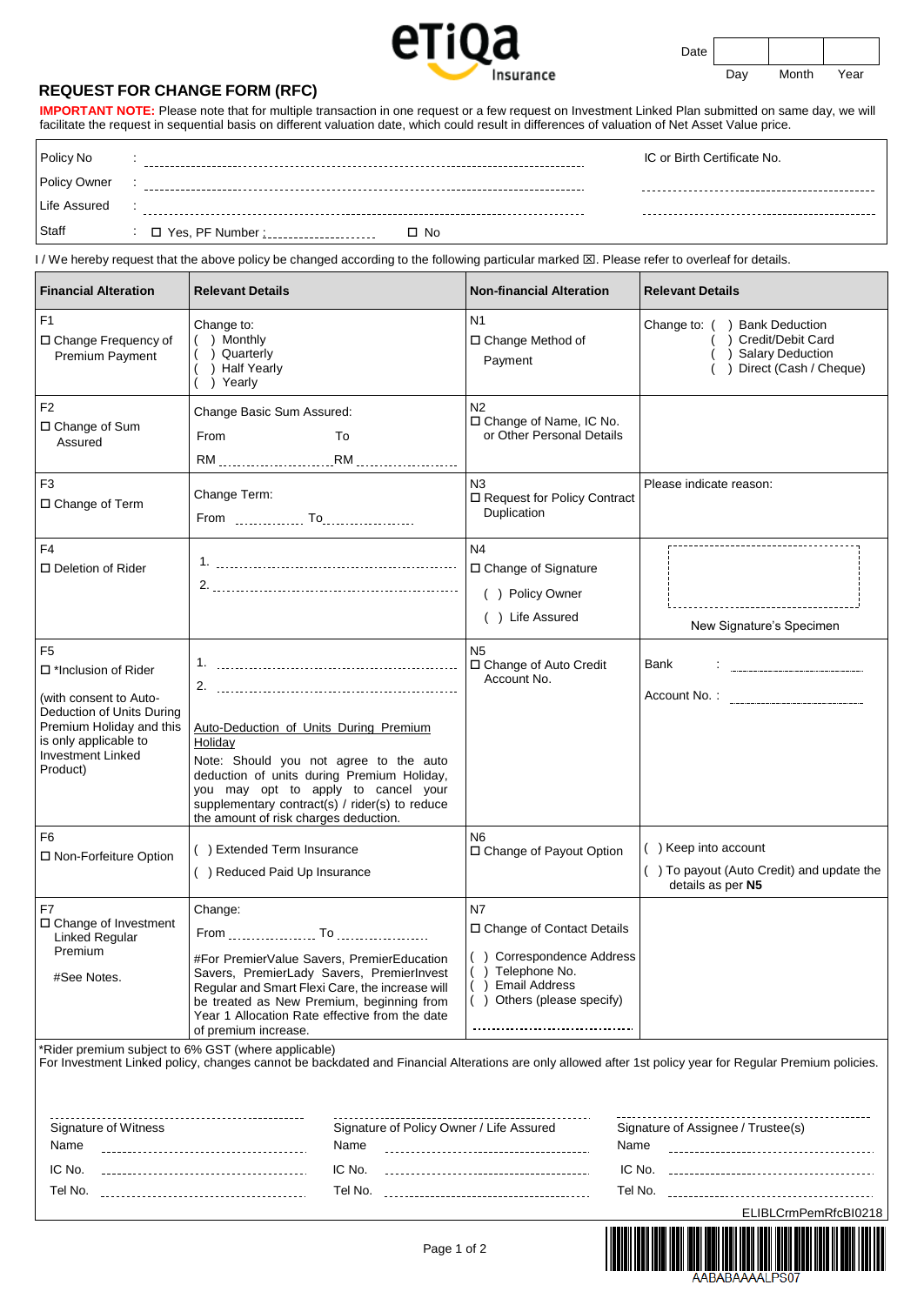# REQUEST FOR CHANGE FORM (RFC)

| Date | | | |
|---|---|---|---|
| | Day | Month | Year |

**IMPORTANT NOTE:** Please note that for multiple transaction in one request or a few request on Investment Linked Plan submitted on same day, we will facilitate the request in sequential basis on different valuation date, which could result in differences of valuation of Net Asset Value price.

| | | IC or Birth Certificate No. |
|---|---|---|
| Policy No | : ............................................ | |
| Policy Owner | : ............................................ | ............................ |
| Life Assured | : ............................................ | ............................ |
| Staff | : ☐ Yes, PF Number : .................... ☐ No | |

I / We hereby request that the above policy be changed according to the following particular marked ☒. Please refer to overleaf for details.

| Financial Alteration | Relevant Details | Non-financial Alteration | Relevant Details |
|---|---|---|---|
| F1<br>☐ Change Frequency of Premium Payment | Change to:<br>( ) Monthly<br>( ) Quarterly<br>( ) Half Yearly<br>( ) Yearly | N1<br>☐ Change Method of Payment | Change to: ( ) Bank Deduction<br>( ) Credit/Debit Card<br>( ) Salary Deduction<br>( ) Direct (Cash / Cheque) |
| F2<br>☐ Change of Sum Assured | Change Basic Sum Assured:<br>From To<br>RM .................... RM .................... | N2<br>☐ Change of Name, IC No. or Other Personal Details | |
| F3<br>☐ Change of Term | Change Term:<br>From ............ To ................ | N3<br>☐ Request for Policy Contract Duplication | Please indicate reason: |
| F4<br>☐ Deletion of Rider | 1. ........................................<br>2. ........................................ | N4<br>☐ Change of Signature<br>( ) Policy Owner<br>( ) Life Assured | New Signature's Specimen |
| F5<br>☐ *Inclusion of Rider<br><br>(with consent to Auto-Deduction of Units During Premium Holiday and this is only applicable to Investment Linked Product) | 1. ........................................<br>2. ........................................<br><br>Auto-Deduction of Units During Premium Holiday<br>Note: Should you not agree to the auto deduction of units during Premium Holiday, you may opt to apply to cancel your supplementary contract(s) / rider(s) to reduce the amount of risk charges deduction. | N5<br>☐ Change of Auto Credit Account No. | Bank : ....................<br>Account No. : .................... |
| F6<br>☐ Non-Forfeiture Option | ( ) Extended Term Insurance<br>( ) Reduced Paid Up Insurance | N6<br>☐ Change of Payout Option | ( ) Keep into account<br>( ) To payout (Auto Credit) and update the details as per **N5** |
| F7<br>☐ Change of Investment Linked Regular Premium<br><br>#See Notes. | Change:<br>From .............. To ..............<br><br>#For PremierValue Savers, PremierEducation Savers, PremierLady Savers, PremierInvest Regular and Smart Flexi Care, the increase will be treated as New Premium, beginning from Year 1 Allocation Rate effective from the date of premium increase. | N7<br>☐ Change of Contact Details<br><br>( ) Correspondence Address<br>( ) Telephone No.<br>( ) Email Address<br>( ) Others (please specify)<br>.............................. | |

*Rider premium subject to 6% GST (where applicable)
For Investment Linked policy, changes cannot be backdated and Financial Alterations are only allowed after 1st policy year for Regular Premium policies.

| Signature of Witness | Signature of Policy Owner / Life Assured | Signature of Assignee / Trustee(s) |
|---|---|---|
| Name .................... | Name .................... | Name .................... |
| IC No. .................... | IC No. .................... | IC No. .................... |
| Tel No. .................... | Tel No. .................... | Tel No. .................... |

ELIBLCrmPemRfcBI0218

AABABAAAALPS07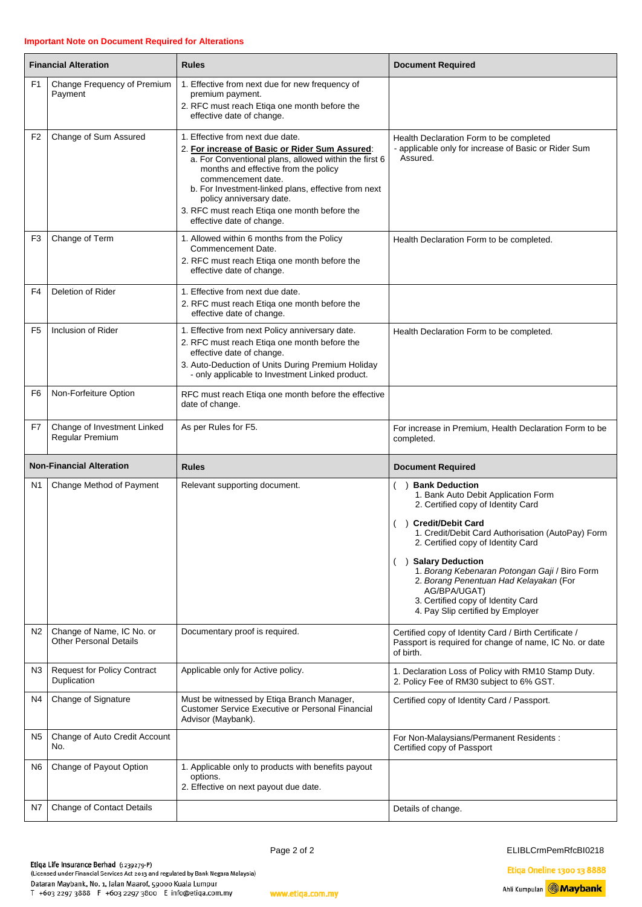**Important Note on Document Required for Alterations**

| Financial Alteration | | Rules | Document Required |
|---|---|---|---|
| F1 | Change Frequency of Premium Payment | 1. Effective from next due for new frequency of premium payment.<br>2. RFC must reach Etiqa one month before the effective date of change. | |
| F2 | Change of Sum Assured | 1. Effective from next due date.<br>2. **For increase of Basic or Rider Sum Assured**:<br>a. For Conventional plans, allowed within the first 6 months and effective from the policy commencement date.<br>b. For Investment-linked plans, effective from next policy anniversary date.<br>3. RFC must reach Etiqa one month before the effective date of change. | Health Declaration Form to be completed<br>- applicable only for increase of Basic or Rider Sum Assured. |
| F3 | Change of Term | 1. Allowed within 6 months from the Policy Commencement Date.<br>2. RFC must reach Etiqa one month before the effective date of change. | Health Declaration Form to be completed. |
| F4 | Deletion of Rider | 1. Effective from next due date.<br>2. RFC must reach Etiqa one month before the effective date of change. | |
| F5 | Inclusion of Rider | 1. Effective from next Policy anniversary date.<br>2. RFC must reach Etiqa one month before the effective date of change.<br>3. Auto-Deduction of Units During Premium Holiday - only applicable to Investment Linked product. | Health Declaration Form to be completed. |
| F6 | Non-Forfeiture Option | RFC must reach Etiqa one month before the effective date of change. | |
| F7 | Change of Investment Linked Regular Premium | As per Rules for F5. | For increase in Premium, Health Declaration Form to be completed. |
| **Non-Financial Alteration** | | **Rules** | **Document Required** |
| N1 | Change Method of Payment | Relevant supporting document. | ( ) **Bank Deduction**<br>1. Bank Auto Debit Application Form<br>2. Certified copy of Identity Card<br><br>( ) **Credit/Debit Card**<br>1. Credit/Debit Card Authorisation (AutoPay) Form<br>2. Certified copy of Identity Card<br><br>( ) **Salary Deduction**<br>1. *Borang Kebenaran Potongan Gaji* / Biro Form<br>2. *Borang Penentuan Had Kelayakan* (For AG/BPA/UGAT)<br>3. Certified copy of Identity Card<br>4. Pay Slip certified by Employer |
| N2 | Change of Name, IC No. or Other Personal Details | Documentary proof is required. | Certified copy of Identity Card / Birth Certificate / Passport is required for change of name, IC No. or date of birth. |
| N3 | Request for Policy Contract Duplication | Applicable only for Active policy. | 1. Declaration Loss of Policy with RM10 Stamp Duty.<br>2. Policy Fee of RM30 subject to 6% GST. |
| N4 | Change of Signature | Must be witnessed by Etiqa Branch Manager, Customer Service Executive or Personal Financial Advisor (Maybank). | Certified copy of Identity Card / Passport. |
| N5 | Change of Auto Credit Account No. | | For Non-Malaysians/Permanent Residents : Certified copy of Passport |
| N6 | Change of Payout Option | 1. Applicable only to products with benefits payout options.<br>2. Effective on next payout due date. | |
| N7 | Change of Contact Details | | Details of change. |

ELIBLCrmPemRfcBI0218

Etiqa Life Insurance Berhad (1239279-P)
(Licensed under Financial Services Act 2013 and regulated by Bank Negara Malaysia)
Dataran Maybank, No. 1, Jalan Maarof, 59000 Kuala Lumpur
T +603 2297 3888 F +603 2297 3800 E info@etiqa.com.my

www.etiqa.com.my

Etiqa Oneline 1300 13 8888

Ahli Kumpulan Maybank